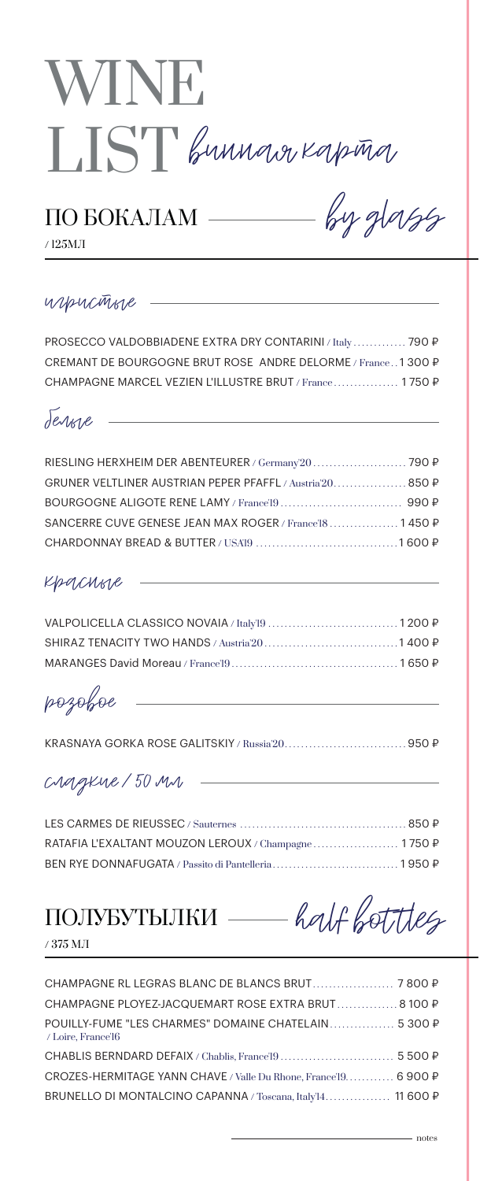# WINE LIST *винная карта*

## ПО БОКАЛАМ — *by glass*

/ 125МЛ

### *игристые*

PROSECCO VALDOBBIADENE EXTRA DRY CONTARINI / Italy ............. 790 ₽
CREMANT DE BOURGOGNE BRUT ROSE ANDRE DELORME / France .. 1 300 ₽
CHAMPAGNE MARCEL VEZIEN L'ILLUSTRE BRUT / France ................ 1 750 ₽

### *белые*

RIESLING HERXHEIM DER ABENTEURER / Germany'20 ....................... 790 ₽
GRUNER VELTLINER AUSTRIAN PEPER PFAFFL / Austria'20 .................. 850 ₽
BOURGOGNE ALIGOTE RENE LAMY / France'19 .............................. 990 ₽
SANCERRE CUVE GENESE JEAN MAX ROGER / France'18 ................. 1 450 ₽
CHARDONNAY BREAD & BUTTER / USA'19 ................................... 1 600 ₽

### *красные*

VALPOLICELLA CLASSICO NOVAIA / Italy'19 ................................ 1 200 ₽
SHIRAZ TENACITY TWO HANDS / Austria'20 ................................. 1 400 ₽
MARANGES David Moreau / France'19 ........................................ 1 650 ₽

### *розовое*

KRASNAYA GORKA ROSE GALITSKIY / Russia'20 ............................. 950 ₽

### *сладкие / 50 мл*

LES CARMES DE RIEUSSEC / Sauternes ......................................... 850 ₽
RATAFIA L'EXALTANT MOUZON LEROUX / Champagne ..................... 1 750 ₽
BEN RYE DONNAFUGATA / Passito di Pantelleria ............................. 1 950 ₽

## ПОЛУБУТЫЛКИ — *half bottles*

/ 375 МЛ

CHAMPAGNE RL LEGRAS BLANC DE BLANCS BRUT .................... 7 800 ₽
CHAMPAGNE PLOYEZ-JACQUEMART ROSE EXTRA BRUT ............... 8 100 ₽
POUILLY-FUME "LES CHARMES" DOMAINE CHATELAIN ................ 5 300 ₽
/ Loire, France'16
CHABLIS BERNDARD DEFAIX / Chablis, France'19 ............................ 5 500 ₽
CROZES-HERMITAGE YANN CHAVE / Valle Du Rhone, France'19 ............ 6 900 ₽
BRUNELLO DI MONTALCINO CAPANNA / Toscana, Italy'14 ................ 11 600 ₽

notes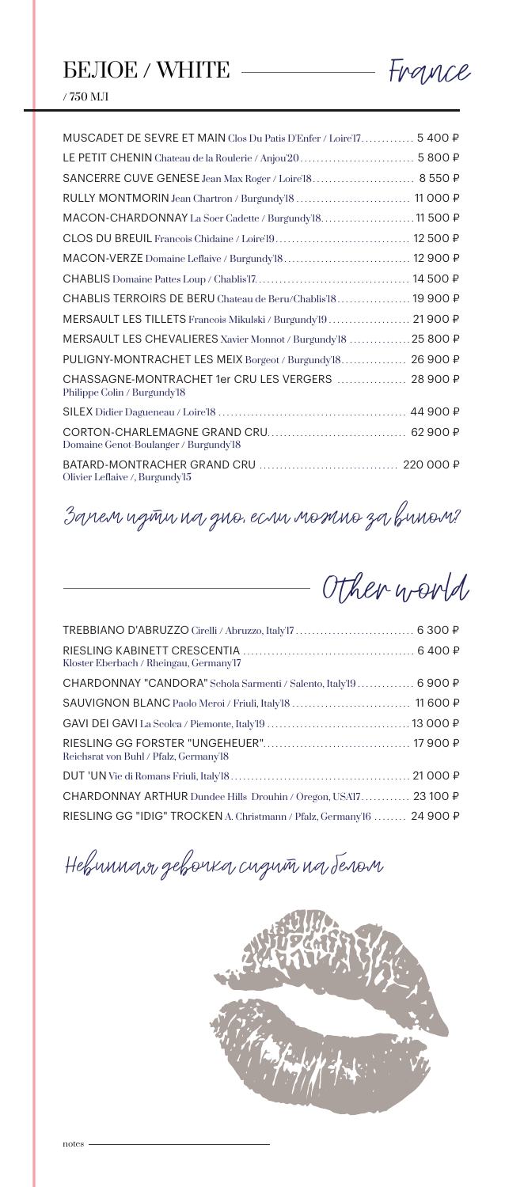# БЕЛОЕ / WHITE — France

/ 750 МЛ

| Wine | Price |
|---|---|
| MUSCADET DE SEVRE ET MAIN Clos Du Patis D'Enfer / Loire'17 | 5 400 ₽ |
| LE PETIT CHENIN Chateau de la Roulerie / Anjou'20 | 5 800 ₽ |
| SANCERRE CUVE GENESE Jean Max Roger / Loire'18 | 8 550 ₽ |
| RULLY MONTMORIN Jean Chartron / Burgundy'18 | 11 000 ₽ |
| MACON-CHARDONNAY La Soer Cadette / Burgundy'18 | 11 500 ₽ |
| CLOS DU BREUIL Francois Chidaine / Loire'19 | 12 500 ₽ |
| MACON-VERZE Domaine Leflaive / Burgundy'18 | 12 900 ₽ |
| CHABLIS Domaine Pattes Loup / Chablis'17 | 14 500 ₽ |
| CHABLIS TERROIRS DE BERU Chateau de Beru/Chablis'18 | 19 900 ₽ |
| MERSAULT LES TILLETS Francois Mikulski / Burgundy'19 | 21 900 ₽ |
| MERSAULT LES CHEVALIERES Xavier Monnot / Burgundy'18 | 25 800 ₽ |
| PULIGNY-MONTRACHET LES MEIX Borgeot / Burgundy'18 | 26 900 ₽ |
| CHASSAGNE-MONTRACHET 1er CRU LES VERGERS Philippe Colin / Burgundy'18 | 28 900 ₽ |
| SILEX Didier Dagueneau / Loire'18 | 44 900 ₽ |
| CORTON-CHARLEMAGNE GRAND CRU Domaine Genot-Boulanger / Burgundy'18 | 62 900 ₽ |
| BATARD-MONTRACHER GRAND CRU Olivier Leflaive /, Burgundy'15 | 220 000 ₽ |

*Зачем идти на дно, если можно за вином?*

## Other world

| Wine | Price |
|---|---|
| TREBBIANO D'ABRUZZO Cirelli / Abruzzo, Italy'17 | 6 300 ₽ |
| RIESLING KABINETT CRESCENTIA Kloster Eberbach / Rheingau, Germany'17 | 6 400 ₽ |
| CHARDONNAY "CANDORA" Schola Sarmenti / Salento, Italy'19 | 6 900 ₽ |
| SAUVIGNON BLANC Paolo Meroi / Friuli, Italy'18 | 11 600 ₽ |
| GAVI DEI GAVI La Scolca / Piemonte, Italy'19 | 13 000 ₽ |
| RIESLING GG FORSTER "UNGEHEUER" Reichsrat von Buhl / Pfalz, Germany'18 | 17 900 ₽ |
| DUT 'UN Vie di Romans Friuli, Italy'18 | 21 000 ₽ |
| CHARDONNAY ARTHUR Dundee Hills Drouhin / Oregon, USA'17 | 23 100 ₽ |
| RIESLING GG "IDIG" TROCKEN A. Christmann / Pfalz, Germany'16 | 24 900 ₽ |

*Невинная девочка сидит на белом*

notes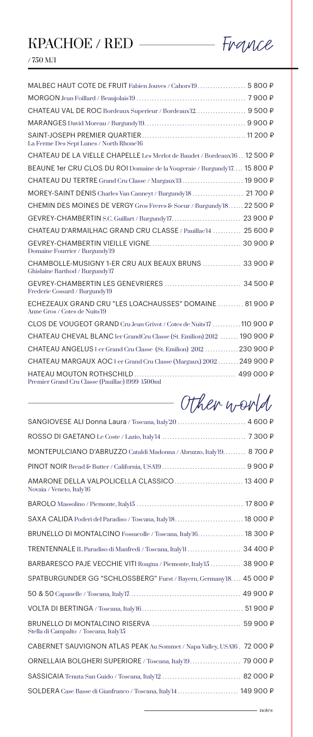# КРАСНОЕ / RED — France

/ 750 МЛ

| Wine | Price |
|---|---|
| MALBEC HAUT COTE DE FRUIT Fabien Jouves / Cahors'19 | 5 800 ₽ |
| MORGON Jean Foillard / Beaujolais'19 | 7 900 ₽ |
| CHATEAU VAL DE ROC Bordeaux Superieur / Bordeaux'12 | 9 500 ₽ |
| MARANGES David Moreau / Burgundy'19 | 9 900 ₽ |
| SAINT-JOSEPH PREMIER QUARTIER La Ferme Des Sept Lunes / North Rhone'16 | 11 200 ₽ |
| CHATEAU DE LA VIELLE CHAPELLE Les Merlot de Baudet / Bordeaux'16 | 12 500 ₽ |
| BEAUNE 1er CRU CLOS DU ROI Domaine de la Vougeraie / Burgundy'17 | 15 800 ₽ |
| CHATEAU DU TERTRE Grand Cru Classe / Margaux'13 | 19 900 ₽ |
| MOREY-SAINT DENIS Charles Van Canneyt / Burgundy'18 | 21 700 ₽ |
| CHEMIN DES MOINES DE VERGY Gros Freres & Soeur / Burgundy'18 | 22 500 ₽ |
| GEVREY-CHAMBERTIN S.C. Guillart / Burgundy'17 | 23 900 ₽ |
| CHATEAU D'ARMAILHAC GRAND CRU CLASSE / Pauillac'14 | 25 600 ₽ |
| GEVREY-CHAMBERTIN VIEILLE VIGNE Domaine Fourrier / Burgundy'19 | 30 900 ₽ |
| CHAMBOLLE-MUSIGNY 1-ER CRU AUX BEAUX BRUNS Ghislaine Barthod / Burgundy'17 | 33 900 ₽ |
| GEVREY-CHAMBERTIN LES GENEVRIERES Frederic Cossard / Burgundy'19 | 34 500 ₽ |
| ECHEZEAUX GRAND CRU "LES LOACHAUSSES" DOMAINE Anne Gros / Cotes de Nuits'19 | 81 900 ₽ |
| CLOS DE VOUGEOT GRAND Cru Jean Grivot / Cotes de Nuits'17 | 110 900 ₽ |
| CHATEAU CHEVAL BLANC 1er GrandCru Classe (St. Emilion) 2012 | 190 900 ₽ |
| CHATEAU ANGELUS 1-er Grand Cru Classe (St. Emilion) 2012 | 230 900 ₽ |
| CHATEAU MARGAUX AOC 1-er Grand Cru Classe (Margaux) 2002 | 249 900 ₽ |
| HATEAU MOUTON ROTHSCHILD Premier Grand Cru Classe (Pauillac) 1999 1500ml | 499 000 ₽ |

## Other world

| Wine | Price |
|---|---|
| SANGIOVESE ALI Donna Laura / Toscana, Italy'20 | 4 600 ₽ |
| ROSSO DI GAETANO Le Coste / Lazio, Italy'14 | 7 300 ₽ |
| MONTEPULCIANO D'ABRUZZO Cataldi Madonna / Abruzzo, Italy'19 | 8 700 ₽ |
| PINOT NOIR Bread & Butter / California, USA'19 | 9 900 ₽ |
| AMARONE DELLA VALPOLICELLA CLASSICO Novaia / Veneto, Italy'16 | 13 400 ₽ |
| BAROLO Massolino / Piemonte, Italy15 | 17 800 ₽ |
| SAXA CALIDA Poderi del Paradiso / Toscana, Italy'18 | 18 000 ₽ |
| BRUNELLO DI MONTALCINO Fossacolle / Toscana, Italy'16 | 18 300 ₽ |
| TRENTENNALE IL Paradiso di Manfredi / Toscana, Italy'11 | 34 400 ₽ |
| BARBARESCO PAJE VECCHIE VITI Roagna / Piemonte, Italy'15 | 38 900 ₽ |
| SPATBURGUNDER GG "SCHLOSSBERG" Furst / Bayern, Germany'18 | 45 000 ₽ |
| 50 & 50 Capanelle / Toscana, Italy'17 | 49 900 ₽ |
| VOLTA DI BERTINGA / Toscana, Italy'16 | 51 900 ₽ |
| BRUNELLO DI MONTALCINO RISERVA Stella di Campalto / Toscana, Italy'15 | 59 900 ₽ |
| CABERNET SAUVIGNON ATLAS PEAK Au Sommet / Napa Valley, USA'16 | 72 000 ₽ |
| ORNELLAIA BOLGHERI SUPERIORE / Toscana, Italy'19 | 79 000 ₽ |
| SASSICAIA Tenuta San Guido / Toscana, Italy'12 | 82 000 ₽ |
| SOLDERA Case Basse di Gianfranco / Toscana, Italy'14 | 149 900 ₽ |

notes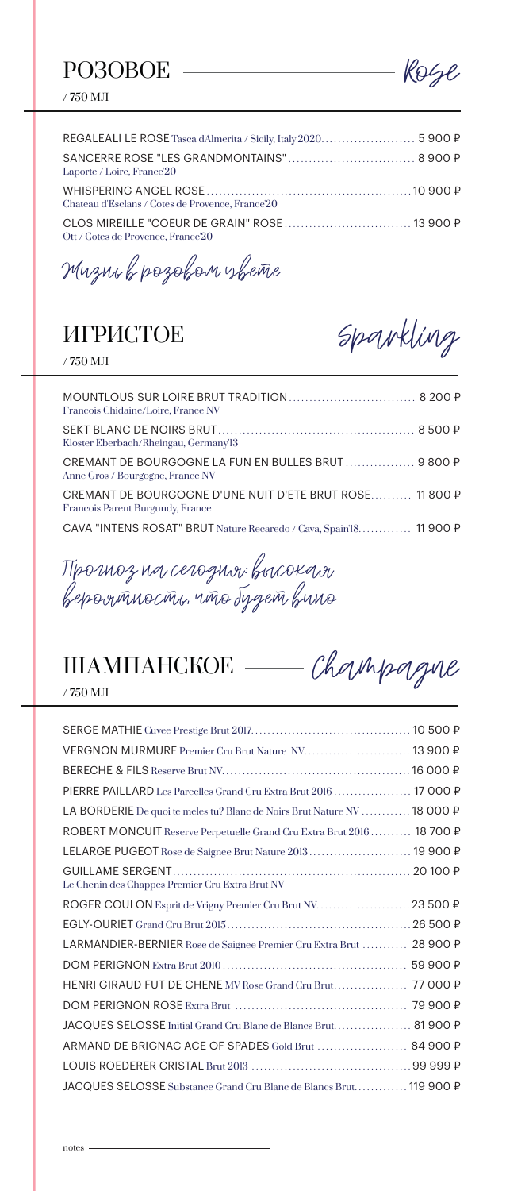## РОЗОВОЕ — *Rose*

/ 750 МЛ

REGALEALI LE ROSE Tasca d'Almerita / Sicily, Italy'2020 ...................... 5 900 ₽

SANCERRE ROSE "LES GRANDMONTAINS" ...................... 8 900 ₽
Laporte / Loire, France'20

WHISPERING ANGEL ROSE ...................... 10 900 ₽
Chateau d'Esclans / Cotes de Provence, France'20

CLOS MIREILLE "COEUR DE GRAIN" ROSE ...................... 13 900 ₽
Ott / Cotes de Provence, France'20

*Жизнь в розовом цвете*

## ИГРИСТОЕ — *Sparkling*

/ 750 МЛ

MOUNTLOUS SUR LOIRE BRUT TRADITION ...................... 8 200 ₽
Francois Chidaine/Loire, France NV

SEKT BLANC DE NOIRS BRUT ...................... 8 500 ₽
Kloster Eberbach/Rheingau, Germany'13

CREMANT DE BOURGOGNE LA FUN EN BULLES BRUT ...................... 9 800 ₽
Anne Gros / Bourgogne, France NV

CREMANT DE BOURGOGNE D'UNE NUIT D'ETE BRUT ROSE ...................... 11 800 ₽
Francois Parent Burgundy, France

CAVA "INTENS ROSAT" BRUT Nature Recaredo / Cava, Spain'18 ...................... 11 900 ₽

*Прогноз на сегодня: высокая вероятность, что будет вино*

## ШАМПАНСКОЕ — *Champagne*

/ 750 МЛ

SERGE MATHIE Cuvee Prestige Brut 2017 ...................... 10 500 ₽

VERGNON MURMURE Premier Cru Brut Nature NV ...................... 13 900 ₽

BERECHE & FILS Reserve Brut NV ...................... 16 000 ₽

PIERRE PAILLARD Les Parcelles Grand Cru Extra Brut 2016 ...................... 17 000 ₽

LA BORDERIE De quoi te meles tu? Blanc de Noirs Brut Nature NV ...................... 18 000 ₽

ROBERT MONCUIT Reserve Perpetuelle Grand Cru Extra Brut 2016 ...................... 18 700 ₽

LELARGE PUGEOT Rose de Saignee Brut Nature 2013 ...................... 19 900 ₽

GUILLAME SERGENT ...................... 20 100 ₽
Le Chenin des Chappes Premier Cru Extra Brut NV

ROGER COULON Esprit de Vrigny Premier Cru Brut NV ...................... 23 500 ₽

EGLY-OURIET Grand Cru Brut 2015 ...................... 26 500 ₽

LARMANDIER-BERNIER Rose de Saignee Premier Cru Extra Brut ...................... 28 900 ₽

DOM PERIGNON Extra Brut 2010 ...................... 59 900 ₽

HENRI GIRAUD FUT DE CHENE MV Rose Grand Cru Brut ...................... 77 000 ₽

DOM PERIGNON ROSE Extra Brut ...................... 79 900 ₽

JACQUES SELOSSE Initial Grand Cru Blanc de Blancs Brut ...................... 81 900 ₽

ARMAND DE BRIGNAC ACE OF SPADES Gold Brut ...................... 84 900 ₽

LOUIS ROEDERER CRISTAL Brut 2013 ...................... 99 999 ₽

JACQUES SELOSSE Substance Grand Cru Blanc de Blancs Brut ...................... 119 900 ₽

notes